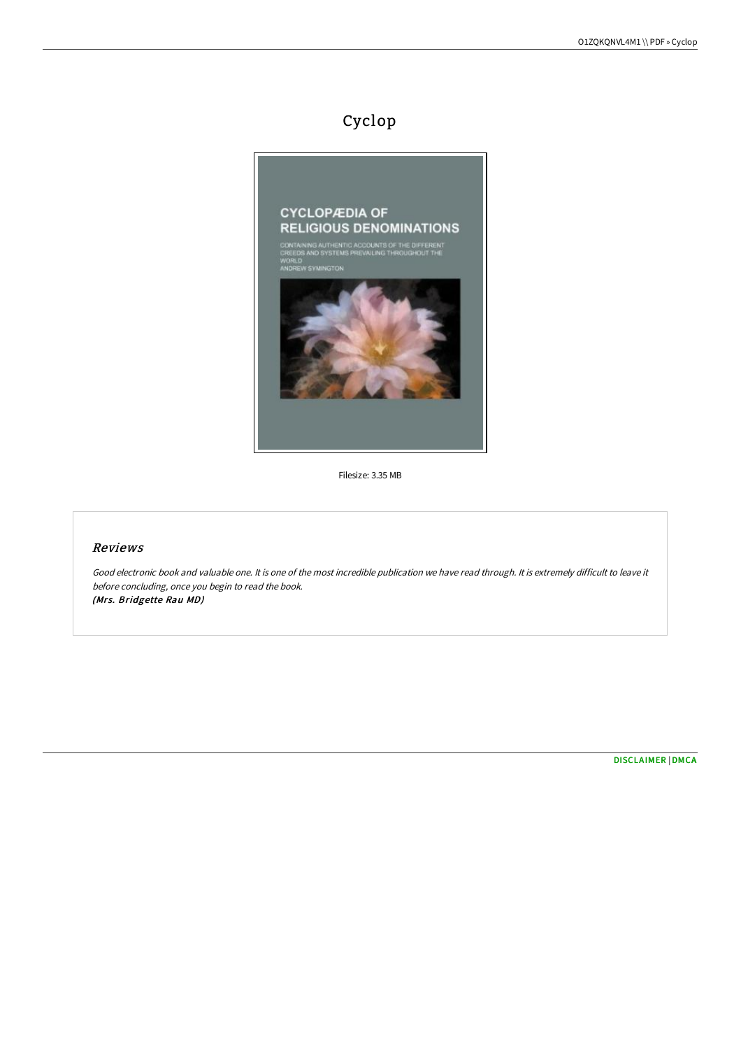# Cyclop

Filesize: 3.35 MB

## *Reviews*

*Good electronic book and valuable one. It is one of the most incredible publication we have read through. It is extremely difficult to leave it before concluding, once you begin to read the book.*
*(Mrs. Bridgette Rau MD)*

DISCLAIMER | DMCA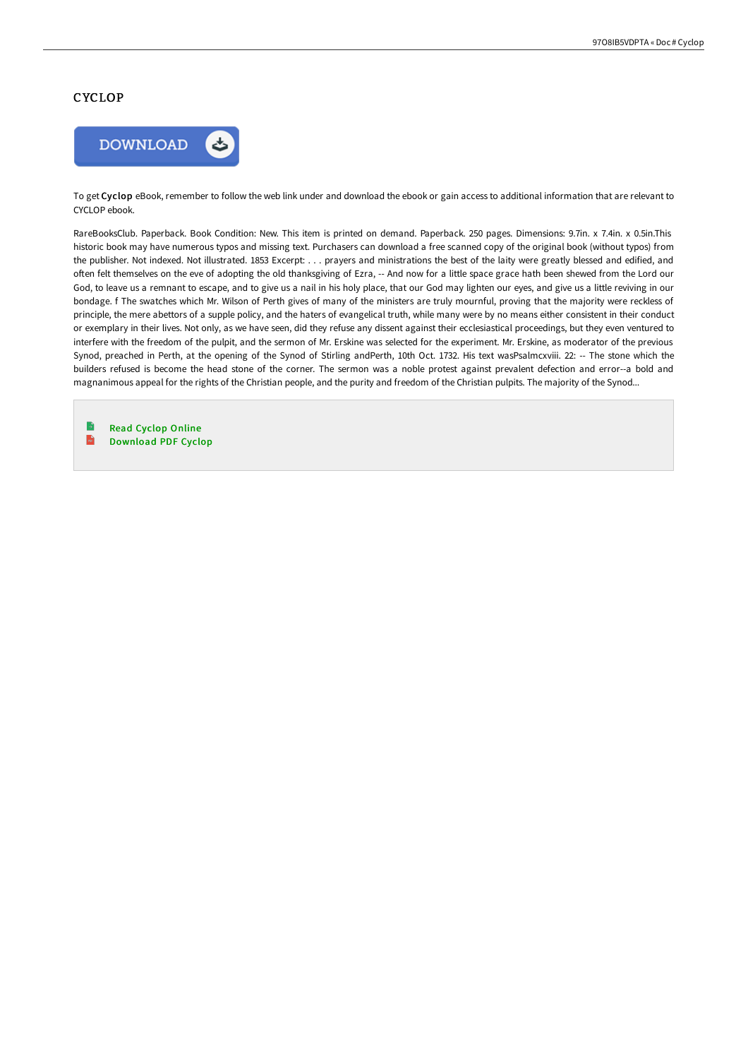# CYCLOP

DOWNLOAD

To get **Cyclop** eBook, remember to follow the web link under and download the ebook or gain access to additional information that are relevant to CYCLOP ebook.

RareBooksClub. Paperback. Book Condition: New. This item is printed on demand. Paperback. 250 pages. Dimensions: 9.7in. x 7.4in. x 0.5in.This historic book may have numerous typos and missing text. Purchasers can download a free scanned copy of the original book (without typos) from the publisher. Not indexed. Not illustrated. 1853 Excerpt: . . . prayers and ministrations the best of the laity were greatly blessed and edified, and often felt themselves on the eve of adopting the old thanksgiving of Ezra, -- And now for a little space grace hath been shewed from the Lord our God, to leave us a remnant to escape, and to give us a nail in his holy place, that our God may lighten our eyes, and give us a little reviving in our bondage. f The swatches which Mr. Wilson of Perth gives of many of the ministers are truly mournful, proving that the majority were reckless of principle, the mere abettors of a supple policy, and the haters of evangelical truth, while many were by no means either consistent in their conduct or exemplary in their lives. Not only, as we have seen, did they refuse any dissent against their ecclesiastical proceedings, but they even ventured to interfere with the freedom of the pulpit, and the sermon of Mr. Erskine was selected for the experiment. Mr. Erskine, as moderator of the previous Synod, preached in Perth, at the opening of the Synod of Stirling andPerth, 10th Oct. 1732. His text wasPsalmcxviii. 22: -- The stone which the builders refused is become the head stone of the corner. The sermon was a noble protest against prevalent defection and error--a bold and magnanimous appeal for the rights of the Christian people, and the purity and freedom of the Christian pulpits. The majority of the Synod...

- Read Cyclop Online
- Download PDF Cyclop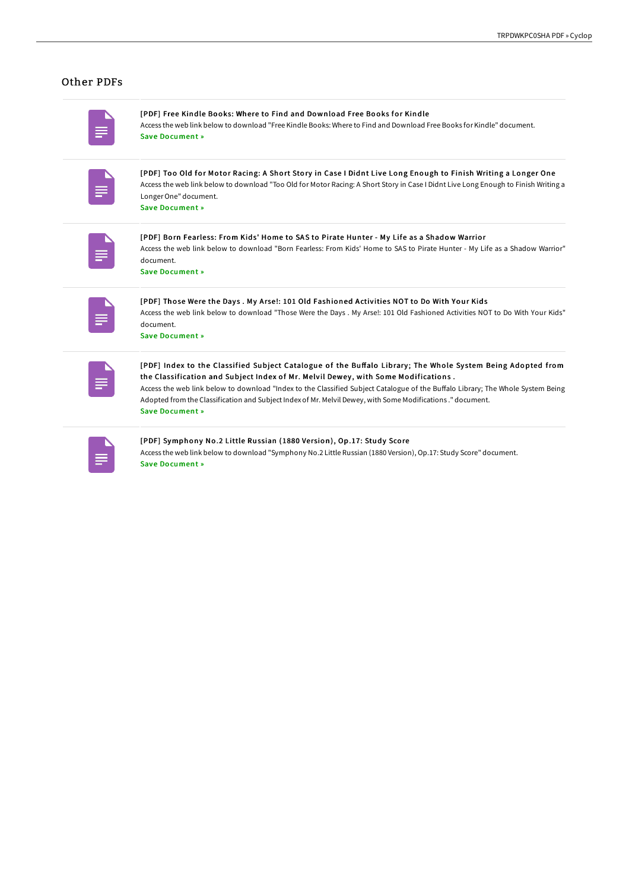## Other PDFs

**[PDF] Free Kindle Books: Where to Find and Download Free Books for Kindle**
Access the web link below to download "Free Kindle Books: Where to Find and Download Free Books for Kindle" document.
Save Document »

**[PDF] Too Old for Motor Racing: A Short Story in Case I Didnt Live Long Enough to Finish Writing a Longer One**
Access the web link below to download "Too Old for Motor Racing: A Short Story in Case I Didnt Live Long Enough to Finish Writing a Longer One" document.
Save Document »

**[PDF] Born Fearless: From Kids' Home to SAS to Pirate Hunter - My Life as a Shadow Warrior**
Access the web link below to download "Born Fearless: From Kids' Home to SAS to Pirate Hunter - My Life as a Shadow Warrior" document.
Save Document »

**[PDF] Those Were the Days . My Arse!: 101 Old Fashioned Activities NOT to Do With Your Kids**
Access the web link below to download "Those Were the Days . My Arse!: 101 Old Fashioned Activities NOT to Do With Your Kids" document.
Save Document »

**[PDF] Index to the Classified Subject Catalogue of the Buffalo Library; The Whole System Being Adopted from the Classification and Subject Index of Mr. Melvil Dewey, with Some Modifications .**
Access the web link below to download "Index to the Classified Subject Catalogue of the Buffalo Library; The Whole System Being Adopted from the Classification and Subject Index of Mr. Melvil Dewey, with Some Modifications ." document.
Save Document »

**[PDF] Symphony No.2 Little Russian (1880 Version), Op.17: Study Score**
Access the web link below to download "Symphony No.2 Little Russian (1880 Version), Op.17: Study Score" document.
Save Document »